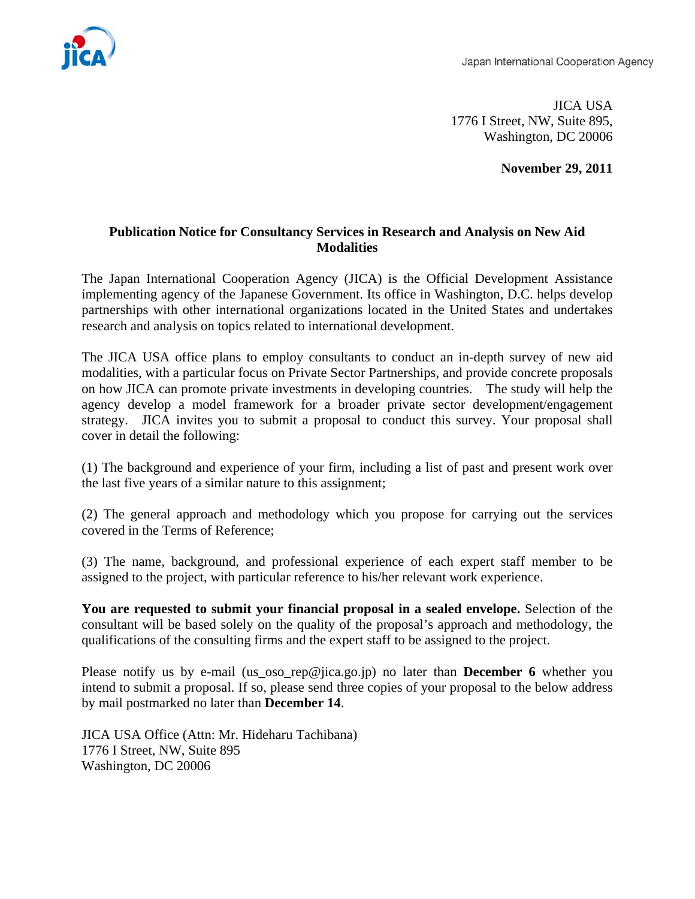Japan International Cooperation Agency

JICA USA
1776 I Street, NW, Suite 895,
Washington, DC 20006

**November 29, 2011**

## Publication Notice for Consultancy Services in Research and Analysis on New Aid Modalities

The Japan International Cooperation Agency (JICA) is the Official Development Assistance implementing agency of the Japanese Government. Its office in Washington, D.C. helps develop partnerships with other international organizations located in the United States and undertakes research and analysis on topics related to international development.

The JICA USA office plans to employ consultants to conduct an in-depth survey of new aid modalities, with a particular focus on Private Sector Partnerships, and provide concrete proposals on how JICA can promote private investments in developing countries. The study will help the agency develop a model framework for a broader private sector development/engagement strategy. JICA invites you to submit a proposal to conduct this survey. Your proposal shall cover in detail the following:

(1) The background and experience of your firm, including a list of past and present work over the last five years of a similar nature to this assignment;

(2) The general approach and methodology which you propose for carrying out the services covered in the Terms of Reference;

(3) The name, background, and professional experience of each expert staff member to be assigned to the project, with particular reference to his/her relevant work experience.

**You are requested to submit your financial proposal in a sealed envelope.** Selection of the consultant will be based solely on the quality of the proposal's approach and methodology, the qualifications of the consulting firms and the expert staff to be assigned to the project.

Please notify us by e-mail (us_oso_rep@jica.go.jp) no later than **December 6** whether you intend to submit a proposal. If so, please send three copies of your proposal to the below address by mail postmarked no later than **December 14**.

JICA USA Office (Attn: Mr. Hideharu Tachibana)
1776 I Street, NW, Suite 895
Washington, DC 20006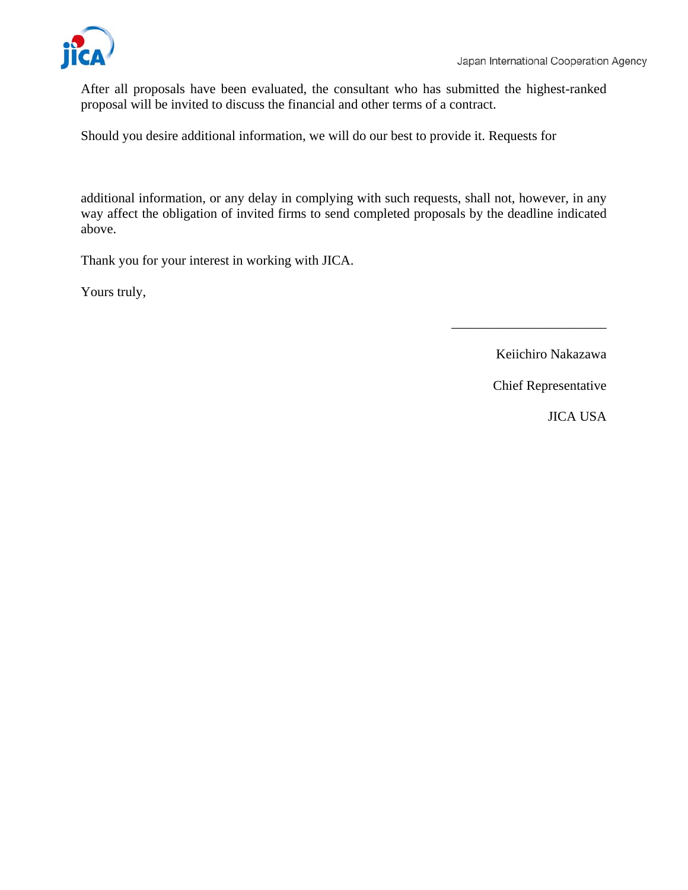After all proposals have been evaluated, the consultant who has submitted the highest-ranked proposal will be invited to discuss the financial and other terms of a contract.

Should you desire additional information, we will do our best to provide it. Requests for additional information, or any delay in complying with such requests, shall not, however, in any way affect the obligation of invited firms to send completed proposals by the deadline indicated above.

Thank you for your interest in working with JICA.

Yours truly,

\_\_\_\_\_\_\_\_\_\_\_\_\_\_\_\_\_\_\_\_\_\_\_\_

Keiichiro Nakazawa

Chief Representative

JICA USA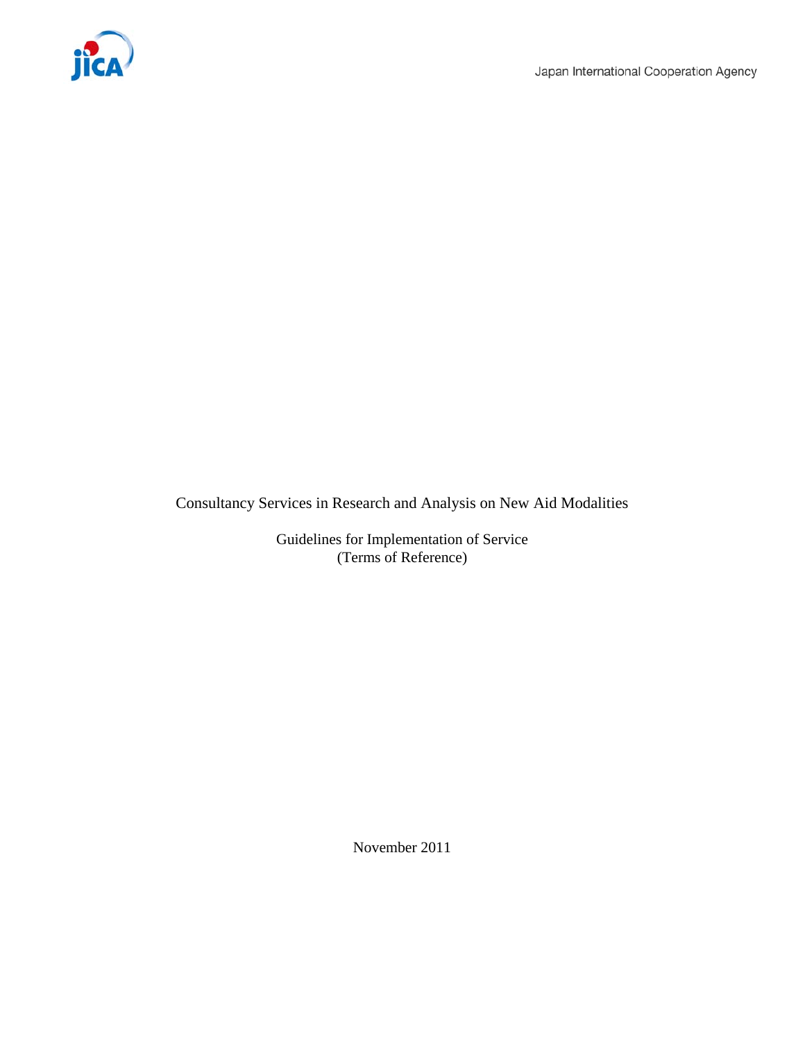Japan International Cooperation Agency

Consultancy Services in Research and Analysis on New Aid Modalities

Guidelines for Implementation of Service
(Terms of Reference)

November 2011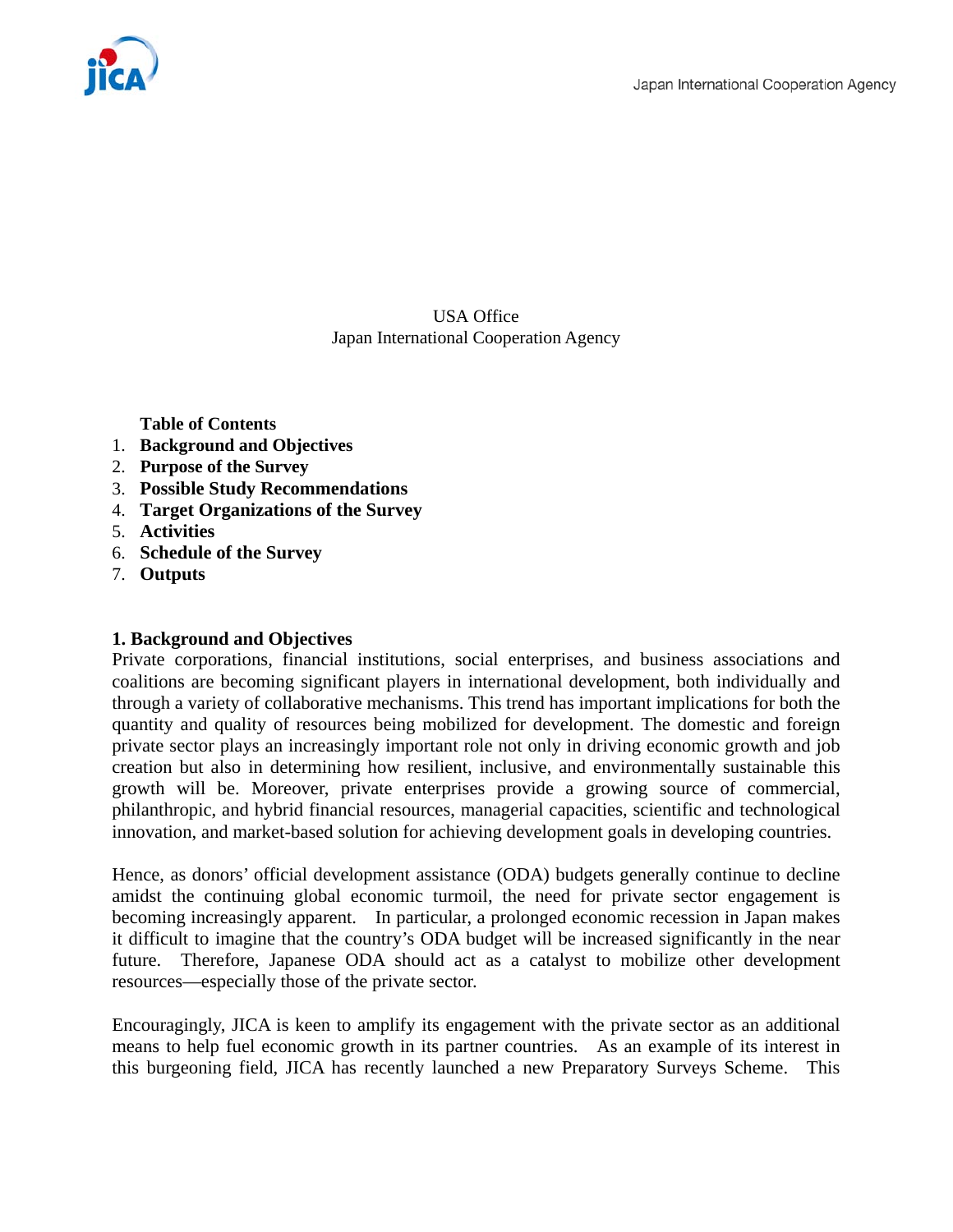USA Office
Japan International Cooperation Agency

**Table of Contents**

1. **Background and Objectives**
2. **Purpose of the Survey**
3. **Possible Study Recommendations**
4. **Target Organizations of the Survey**
5. **Activities**
6. **Schedule of the Survey**
7. **Outputs**

## 1. Background and Objectives

Private corporations, financial institutions, social enterprises, and business associations and coalitions are becoming significant players in international development, both individually and through a variety of collaborative mechanisms. This trend has important implications for both the quantity and quality of resources being mobilized for development. The domestic and foreign private sector plays an increasingly important role not only in driving economic growth and job creation but also in determining how resilient, inclusive, and environmentally sustainable this growth will be. Moreover, private enterprises provide a growing source of commercial, philanthropic, and hybrid financial resources, managerial capacities, scientific and technological innovation, and market-based solution for achieving development goals in developing countries.

Hence, as donors' official development assistance (ODA) budgets generally continue to decline amidst the continuing global economic turmoil, the need for private sector engagement is becoming increasingly apparent. In particular, a prolonged economic recession in Japan makes it difficult to imagine that the country's ODA budget will be increased significantly in the near future. Therefore, Japanese ODA should act as a catalyst to mobilize other development resources—especially those of the private sector.

Encouragingly, JICA is keen to amplify its engagement with the private sector as an additional means to help fuel economic growth in its partner countries. As an example of its interest in this burgeoning field, JICA has recently launched a new Preparatory Surveys Scheme. This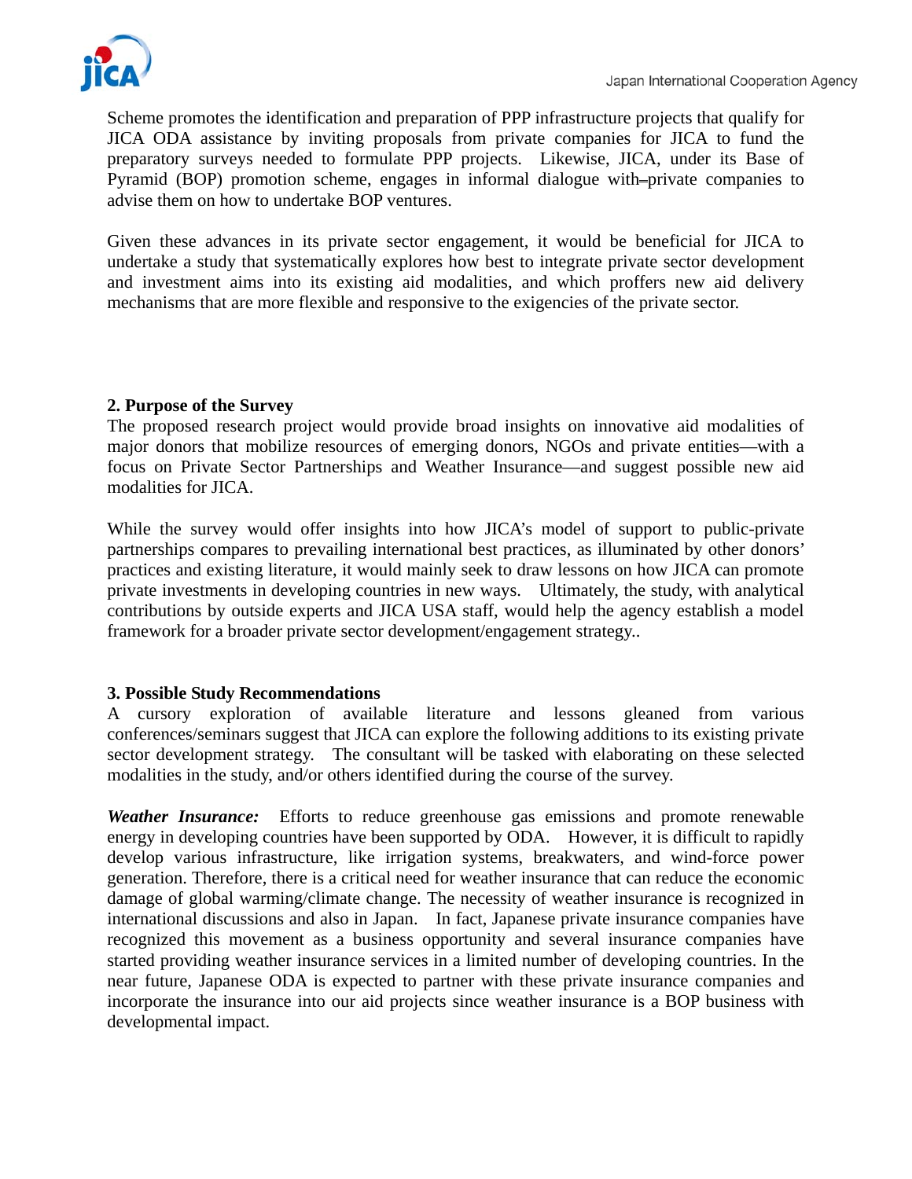Scheme promotes the identification and preparation of PPP infrastructure projects that qualify for JICA ODA assistance by inviting proposals from private companies for JICA to fund the preparatory surveys needed to formulate PPP projects. Likewise, JICA, under its Base of Pyramid (BOP) promotion scheme, engages in informal dialogue with private companies to advise them on how to undertake BOP ventures.

Given these advances in its private sector engagement, it would be beneficial for JICA to undertake a study that systematically explores how best to integrate private sector development and investment aims into its existing aid modalities, and which proffers new aid delivery mechanisms that are more flexible and responsive to the exigencies of the private sector.

**2. Purpose of the Survey**

The proposed research project would provide broad insights on innovative aid modalities of major donors that mobilize resources of emerging donors, NGOs and private entities—with a focus on Private Sector Partnerships and Weather Insurance—and suggest possible new aid modalities for JICA.

While the survey would offer insights into how JICA's model of support to public-private partnerships compares to prevailing international best practices, as illuminated by other donors' practices and existing literature, it would mainly seek to draw lessons on how JICA can promote private investments in developing countries in new ways. Ultimately, the study, with analytical contributions by outside experts and JICA USA staff, would help the agency establish a model framework for a broader private sector development/engagement strategy..

**3. Possible Study Recommendations**

A cursory exploration of available literature and lessons gleaned from various conferences/seminars suggest that JICA can explore the following additions to its existing private sector development strategy. The consultant will be tasked with elaborating on these selected modalities in the study, and/or others identified during the course of the survey.

***Weather Insurance:*** Efforts to reduce greenhouse gas emissions and promote renewable energy in developing countries have been supported by ODA. However, it is difficult to rapidly develop various infrastructure, like irrigation systems, breakwaters, and wind-force power generation. Therefore, there is a critical need for weather insurance that can reduce the economic damage of global warming/climate change. The necessity of weather insurance is recognized in international discussions and also in Japan. In fact, Japanese private insurance companies have recognized this movement as a business opportunity and several insurance companies have started providing weather insurance services in a limited number of developing countries. In the near future, Japanese ODA is expected to partner with these private insurance companies and incorporate the insurance into our aid projects since weather insurance is a BOP business with developmental impact.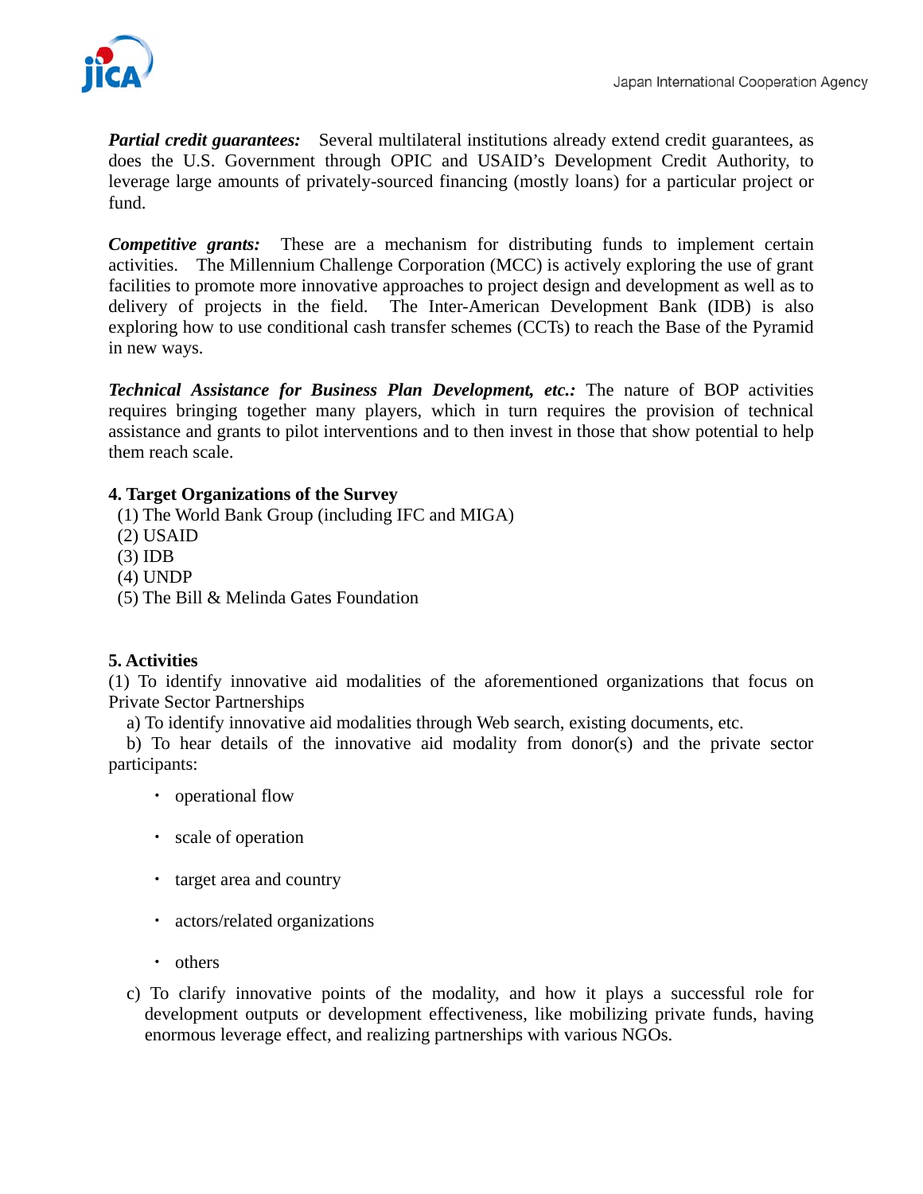***Partial credit guarantees:*** Several multilateral institutions already extend credit guarantees, as does the U.S. Government through OPIC and USAID's Development Credit Authority, to leverage large amounts of privately-sourced financing (mostly loans) for a particular project or fund.

***Competitive grants:*** These are a mechanism for distributing funds to implement certain activities. The Millennium Challenge Corporation (MCC) is actively exploring the use of grant facilities to promote more innovative approaches to project design and development as well as to delivery of projects in the field. The Inter-American Development Bank (IDB) is also exploring how to use conditional cash transfer schemes (CCTs) to reach the Base of the Pyramid in new ways.

***Technical Assistance for Business Plan Development, etc.:*** The nature of BOP activities requires bringing together many players, which in turn requires the provision of technical assistance and grants to pilot interventions and to then invest in those that show potential to help them reach scale.

**4. Target Organizations of the Survey**

(1) The World Bank Group (including IFC and MIGA)
(2) USAID
(3) IDB
(4) UNDP
(5) The Bill & Melinda Gates Foundation

**5. Activities**

(1) To identify innovative aid modalities of the aforementioned organizations that focus on Private Sector Partnerships

a) To identify innovative aid modalities through Web search, existing documents, etc.

b) To hear details of the innovative aid modality from donor(s) and the private sector participants:

- operational flow
- scale of operation
- target area and country
- actors/related organizations
- others

c) To clarify innovative points of the modality, and how it plays a successful role for development outputs or development effectiveness, like mobilizing private funds, having enormous leverage effect, and realizing partnerships with various NGOs.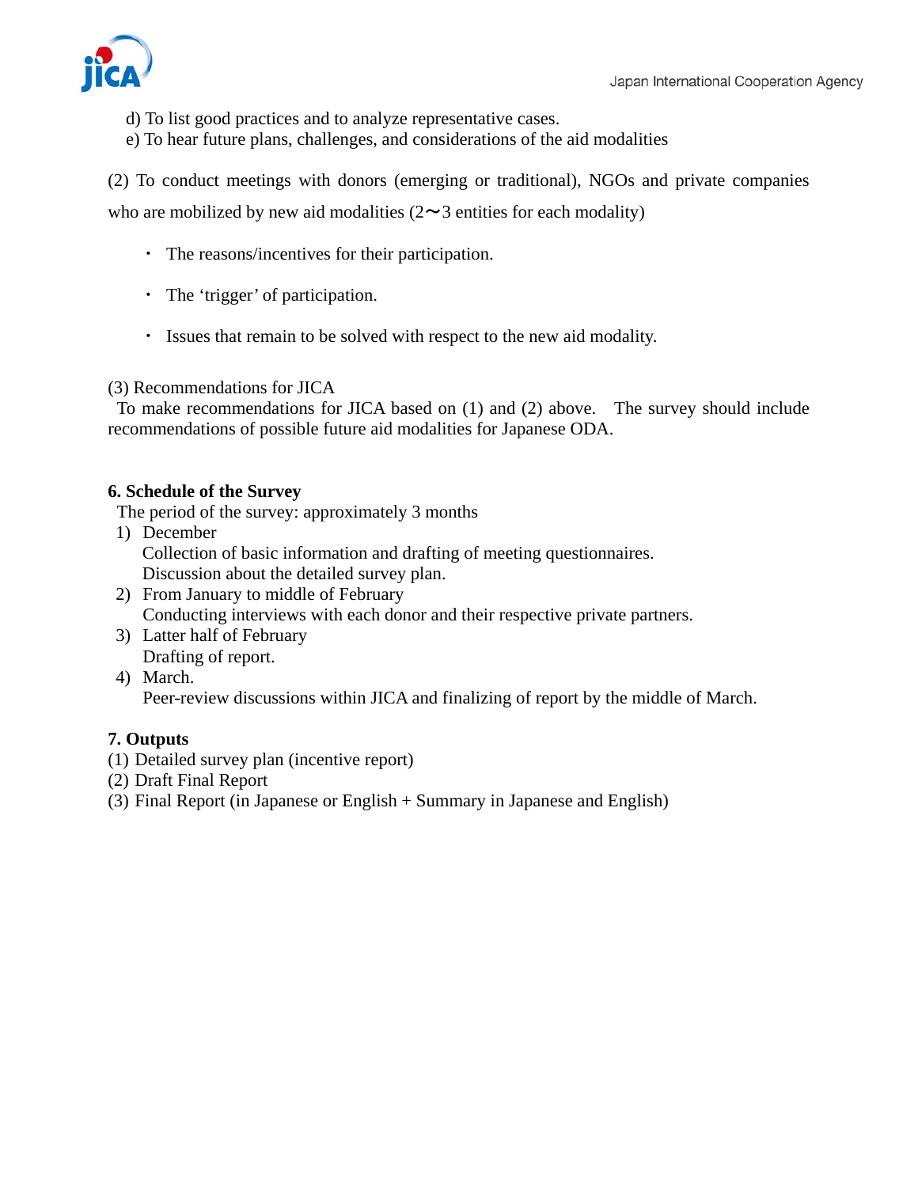d) To list good practices and to analyze representative cases.
e) To hear future plans, challenges, and considerations of the aid modalities

(2) To conduct meetings with donors (emerging or traditional), NGOs and private companies who are mobilized by new aid modalities (2〜3 entities for each modality)

- The reasons/incentives for their participation.
- The 'trigger' of participation.
- Issues that remain to be solved with respect to the new aid modality.

(3) Recommendations for JICA
To make recommendations for JICA based on (1) and (2) above. The survey should include recommendations of possible future aid modalities for Japanese ODA.

**6. Schedule of the Survey**

The period of the survey: approximately 3 months

1) December
   Collection of basic information and drafting of meeting questionnaires.
   Discussion about the detailed survey plan.
2) From January to middle of February
   Conducting interviews with each donor and their respective private partners.
3) Latter half of February
   Drafting of report.
4) March.
   Peer-review discussions within JICA and finalizing of report by the middle of March.

**7. Outputs**

(1) Detailed survey plan (incentive report)
(2) Draft Final Report
(3) Final Report (in Japanese or English + Summary in Japanese and English)